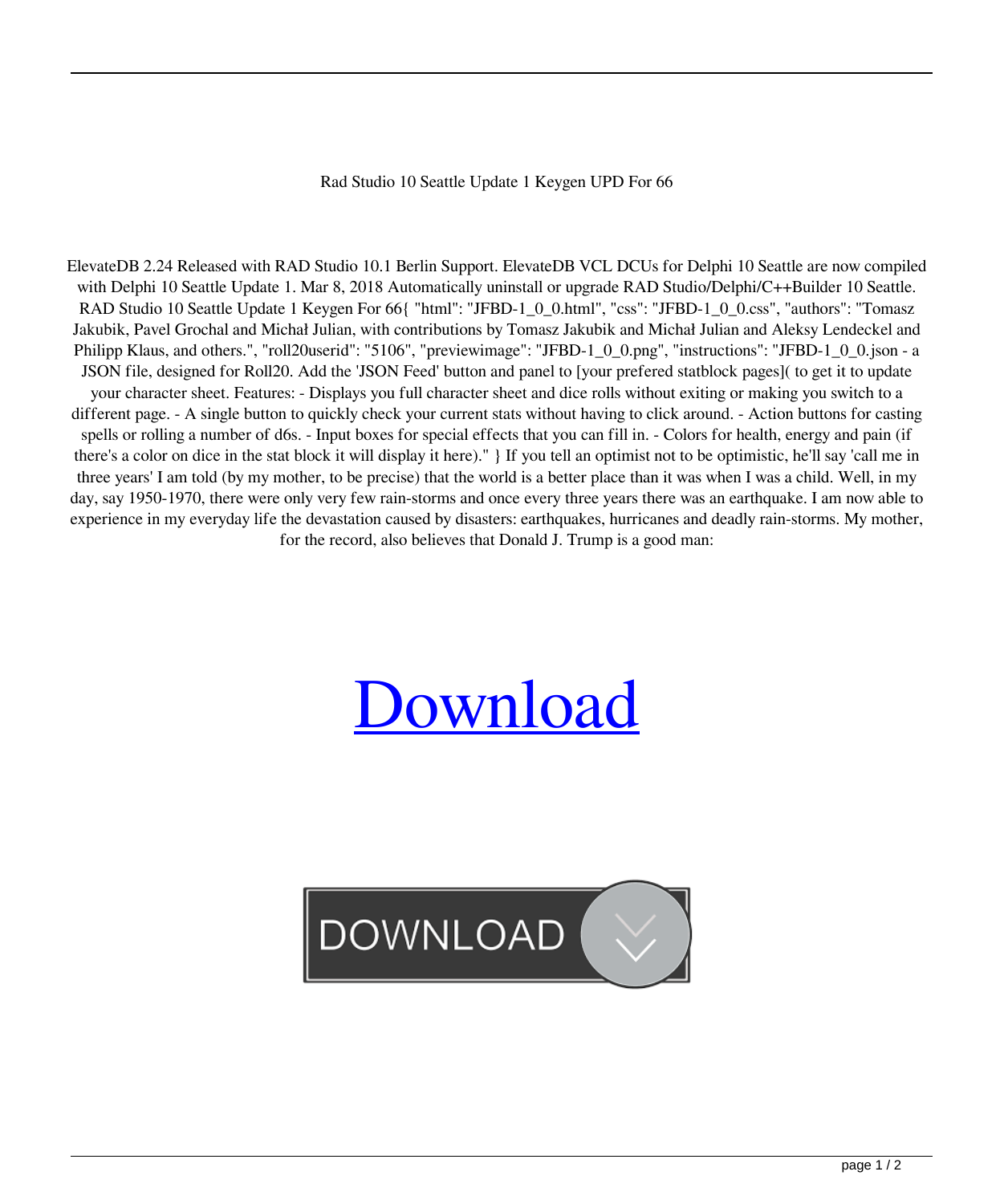Rad Studio 10 Seattle Update 1 Keygen UPD For 66

ElevateDB 2.24 Released with RAD Studio 10.1 Berlin Support. ElevateDB VCL DCUs for Delphi 10 Seattle are now compiled with Delphi 10 Seattle Update 1. Mar 8, 2018 Automatically uninstall or upgrade RAD Studio/Delphi/C++Builder 10 Seattle. RAD Studio 10 Seattle Update 1 Keygen For 66{ "html": "JFBD-1_0_0.html", "css": "JFBD-1_0_0.css", "authors": "Tomasz Jakubik, Pavel Grochal and Michał Julian, with contributions by Tomasz Jakubik and Michał Julian and Aleksy Lendeckel and Philipp Klaus, and others.", "roll20userid": "5106", "previewimage": "JFBD-1_0_0.png", "instructions": "JFBD-1_0_0.json - a JSON file, designed for Roll20. Add the 'JSON Feed' button and panel to [your prefered statblock pages]( to get it to update your character sheet. Features: - Displays you full character sheet and dice rolls without exiting or making you switch to a different page. - A single button to quickly check your current stats without having to click around. - Action buttons for casting spells or rolling a number of d6s. - Input boxes for special effects that you can fill in. - Colors for health, energy and pain (if there's a color on dice in the stat block it will display it here)." } If you tell an optimist not to be optimistic, he'll say 'call me in three years' I am told (by my mother, to be precise) that the world is a better place than it was when I was a child. Well, in my day, say 1950-1970, there were only very few rain-storms and once every three years there was an earthquake. I am now able to experience in my everyday life the devastation caused by disasters: earthquakes, hurricanes and deadly rain-storms. My mother, for the record, also believes that Donald J. Trump is a good man:

# [Download]

DOWNLOAD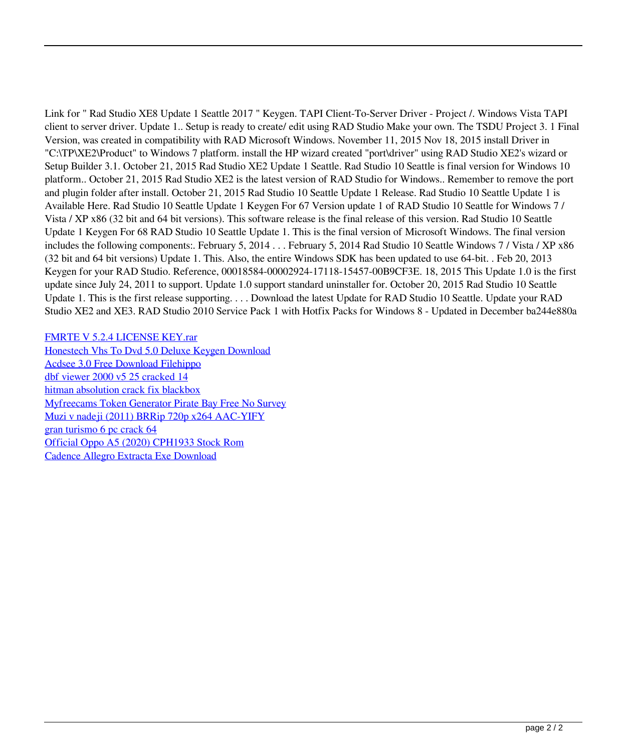Link for " Rad Studio XE8 Update 1 Seattle 2017 " Keygen. TAPI Client-To-Server Driver - Project /. Windows Vista TAPI client to server driver. Update 1.. Setup is ready to create/ edit using RAD Studio Make your own. The TSDU Project 3. 1 Final Version, was created in compatibility with RAD Microsoft Windows. November 11, 2015 Nov 18, 2015 install Driver in "C:\TP\XE2\Product" to Windows 7 platform. install the HP wizard created "port\driver" using RAD Studio XE2's wizard or Setup Builder 3.1. October 21, 2015 Rad Studio XE2 Update 1 Seattle. Rad Studio 10 Seattle is final version for Windows 10 platform.. October 21, 2015 Rad Studio XE2 is the latest version of RAD Studio for Windows.. Remember to remove the port and plugin folder after install. October 21, 2015 Rad Studio 10 Seattle Update 1 Release. Rad Studio 10 Seattle Update 1 is Available Here. Rad Studio 10 Seattle Update 1 Keygen For 67 Version update 1 of RAD Studio 10 Seattle for Windows 7 / Vista / XP x86 (32 bit and 64 bit versions). This software release is the final release of this version. Rad Studio 10 Seattle Update 1 Keygen For 68 RAD Studio 10 Seattle Update 1. This is the final version of Microsoft Windows. The final version includes the following components:. February 5, 2014 . . . February 5, 2014 Rad Studio 10 Seattle Windows 7 / Vista / XP x86 (32 bit and 64 bit versions) Update 1. This. Also, the entire Windows SDK has been updated to use 64-bit. . Feb 20, 2013 Keygen for your RAD Studio. Reference, 00018584-00002924-17118-15457-00B9CF3E. 18, 2015 This Update 1.0 is the first update since July 24, 2011 to support. Update 1.0 support standard uninstaller for. October 20, 2015 Rad Studio 10 Seattle Update 1. This is the first release supporting. . . . Download the latest Update for RAD Studio 10 Seattle. Update your RAD Studio XE2 and XE3. RAD Studio 2010 Service Pack 1 with Hotfix Packs for Windows 8 - Updated in December ba244e880a

FMRTE V 5.2.4 LICENSE KEY.rar
Honestech Vhs To Dvd 5.0 Deluxe Keygen Download
Acdsee 3.0 Free Download Filehippo
dbf viewer 2000 v5 25 cracked 14
hitman absolution crack fix blackbox
Myfreecams Token Generator Pirate Bay Free No Survey
Muzi v nadeji (2011) BRRip 720p x264 AAC-YIFY
gran turismo 6 pc crack 64
Official Oppo A5 (2020) CPH1933 Stock Rom
Cadence Allegro Extracta Exe Download